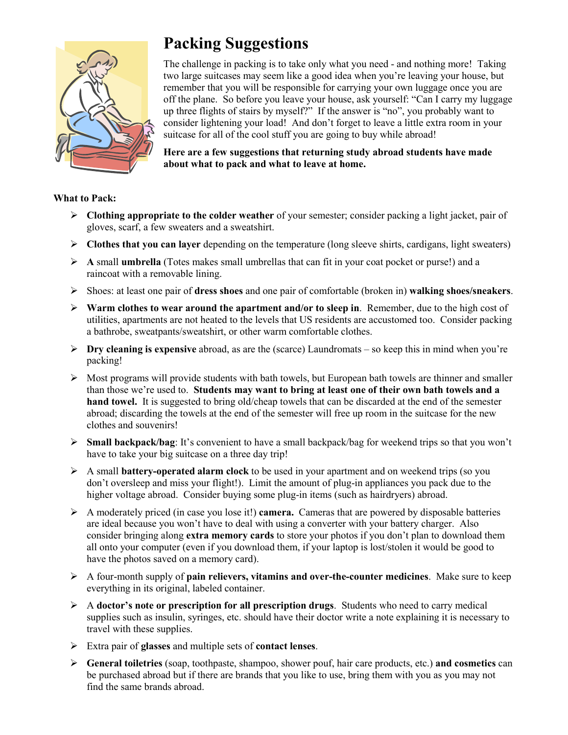# Packing Suggestions

The challenge in packing is to take only what you need - and nothing more! Taking two large suitcases may seem like a good idea when you're leaving your house, but remember that you will be responsible for carrying your own luggage once you are off the plane. So before you leave your house, ask yourself: "Can I carry my luggage up three flights of stairs by myself?" If the answer is "no", you probably want to consider lightening your load! And don't forget to leave a little extra room in your suitcase for all of the cool stuff you are going to buy while abroad!

**Here are a few suggestions that returning study abroad students have made about what to pack and what to leave at home.**

**What to Pack:**

- **Clothing appropriate to the colder weather** of your semester; consider packing a light jacket, pair of gloves, scarf, a few sweaters and a sweatshirt.
- **Clothes that you can layer** depending on the temperature (long sleeve shirts, cardigans, light sweaters)
- **A** small **umbrella** (Totes makes small umbrellas that can fit in your coat pocket or purse!) and a raincoat with a removable lining.
- Shoes: at least one pair of **dress shoes** and one pair of comfortable (broken in) **walking shoes/sneakers**.
- **Warm clothes to wear around the apartment and/or to sleep in**. Remember, due to the high cost of utilities, apartments are not heated to the levels that US residents are accustomed too. Consider packing a bathrobe, sweatpants/sweatshirt, or other warm comfortable clothes.
- **Dry cleaning is expensive** abroad, as are the (scarce) Laundromats – so keep this in mind when you're packing!
- Most programs will provide students with bath towels, but European bath towels are thinner and smaller than those we're used to. **Students may want to bring at least one of their own bath towels and a hand towel.** It is suggested to bring old/cheap towels that can be discarded at the end of the semester abroad; discarding the towels at the end of the semester will free up room in the suitcase for the new clothes and souvenirs!
- **Small backpack/bag**: It's convenient to have a small backpack/bag for weekend trips so that you won't have to take your big suitcase on a three day trip!
- A small **battery-operated alarm clock** to be used in your apartment and on weekend trips (so you don't oversleep and miss your flight!). Limit the amount of plug-in appliances you pack due to the higher voltage abroad. Consider buying some plug-in items (such as hairdryers) abroad.
- A moderately priced (in case you lose it!) **camera.** Cameras that are powered by disposable batteries are ideal because you won't have to deal with using a converter with your battery charger. Also consider bringing along **extra memory cards** to store your photos if you don't plan to download them all onto your computer (even if you download them, if your laptop is lost/stolen it would be good to have the photos saved on a memory card).
- A four-month supply of **pain relievers, vitamins and over-the-counter medicines**. Make sure to keep everything in its original, labeled container.
- A **doctor's note or prescription for all prescription drugs**. Students who need to carry medical supplies such as insulin, syringes, etc. should have their doctor write a note explaining it is necessary to travel with these supplies.
- Extra pair of **glasses** and multiple sets of **contact lenses**.
- **General toiletries** (soap, toothpaste, shampoo, shower pouf, hair care products, etc.) **and cosmetics** can be purchased abroad but if there are brands that you like to use, bring them with you as you may not find the same brands abroad.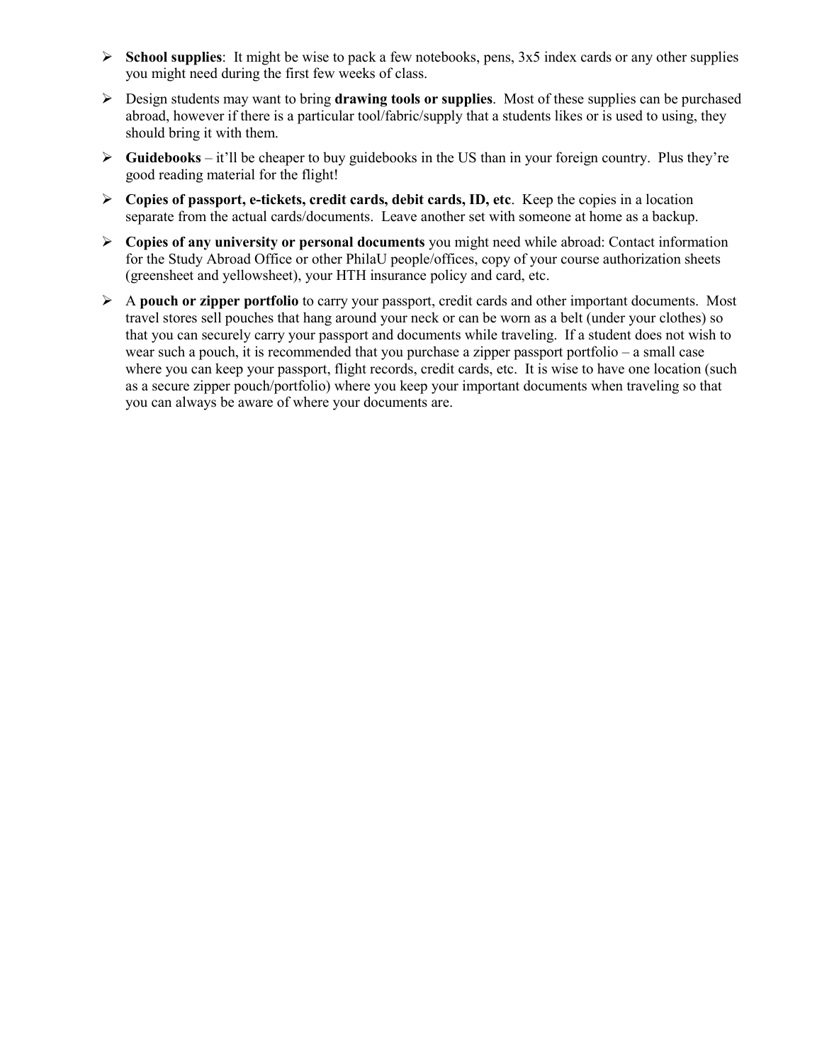- **School supplies**: It might be wise to pack a few notebooks, pens, 3x5 index cards or any other supplies you might need during the first few weeks of class.
- Design students may want to bring **drawing tools or supplies**. Most of these supplies can be purchased abroad, however if there is a particular tool/fabric/supply that a students likes or is used to using, they should bring it with them.
- **Guidebooks** – it'll be cheaper to buy guidebooks in the US than in your foreign country. Plus they're good reading material for the flight!
- **Copies of passport, e-tickets, credit cards, debit cards, ID, etc**. Keep the copies in a location separate from the actual cards/documents. Leave another set with someone at home as a backup.
- **Copies of any university or personal documents** you might need while abroad: Contact information for the Study Abroad Office or other PhilaU people/offices, copy of your course authorization sheets (greensheet and yellowsheet), your HTH insurance policy and card, etc.
- A **pouch or zipper portfolio** to carry your passport, credit cards and other important documents. Most travel stores sell pouches that hang around your neck or can be worn as a belt (under your clothes) so that you can securely carry your passport and documents while traveling. If a student does not wish to wear such a pouch, it is recommended that you purchase a zipper passport portfolio – a small case where you can keep your passport, flight records, credit cards, etc. It is wise to have one location (such as a secure zipper pouch/portfolio) where you keep your important documents when traveling so that you can always be aware of where your documents are.